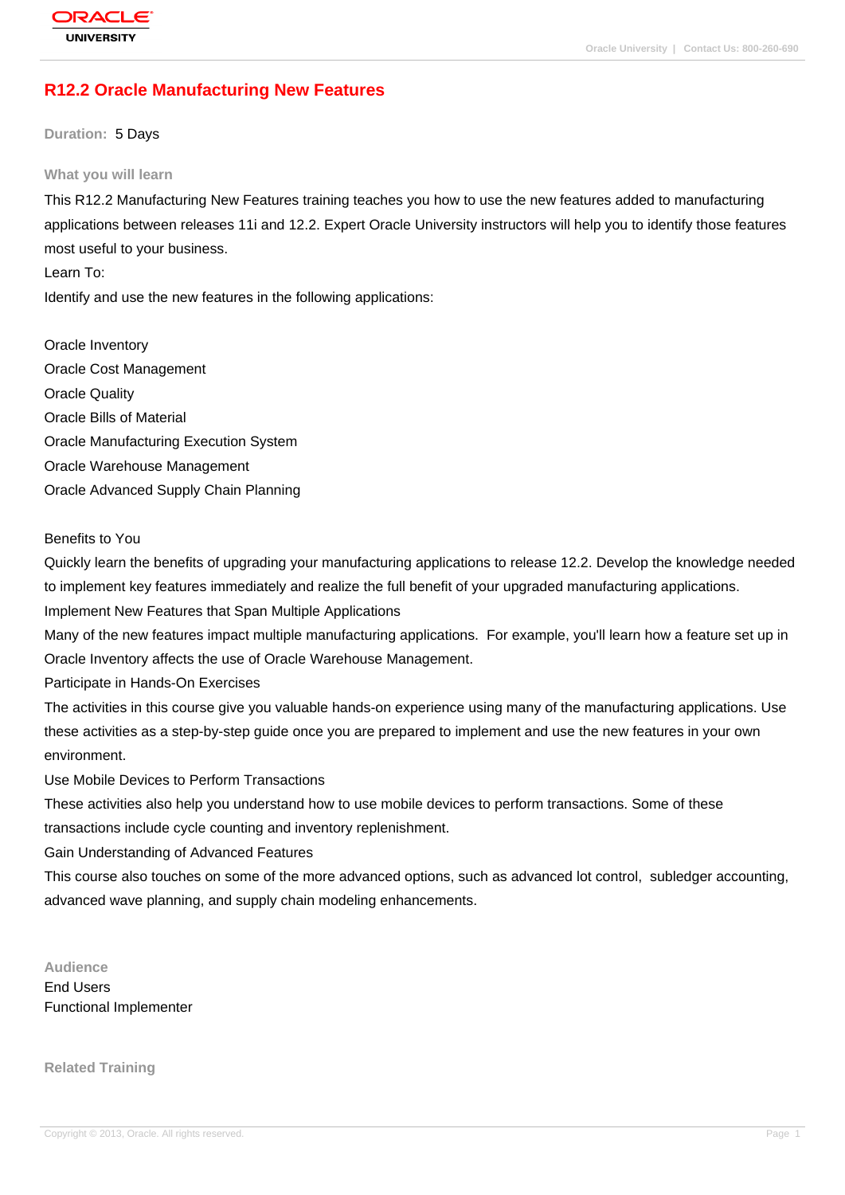# R12.2 Oracle Manufacturing New Features

**Duration:** 5 Days

## What you will learn

This R12.2 Manufacturing New Features training teaches you how to use the new features added to manufacturing applications between releases 11i and 12.2. Expert Oracle University instructors will help you to identify those features most useful to your business.

Learn To:

Identify and use the new features in the following applications:

Oracle Inventory
Oracle Cost Management
Oracle Quality
Oracle Bills of Material
Oracle Manufacturing Execution System
Oracle Warehouse Management
Oracle Advanced Supply Chain Planning

Benefits to You

Quickly learn the benefits of upgrading your manufacturing applications to release 12.2. Develop the knowledge needed to implement key features immediately and realize the full benefit of your upgraded manufacturing applications.

Implement New Features that Span Multiple Applications

Many of the new features impact multiple manufacturing applications. For example, you'll learn how a feature set up in Oracle Inventory affects the use of Oracle Warehouse Management.

Participate in Hands-On Exercises

The activities in this course give you valuable hands-on experience using many of the manufacturing applications. Use these activities as a step-by-step guide once you are prepared to implement and use the new features in your own environment.

Use Mobile Devices to Perform Transactions

These activities also help you understand how to use mobile devices to perform transactions. Some of these transactions include cycle counting and inventory replenishment.

Gain Understanding of Advanced Features

This course also touches on some of the more advanced options, such as advanced lot control, subledger accounting, advanced wave planning, and supply chain modeling enhancements.

## Audience

End Users
Functional Implementer

## Related Training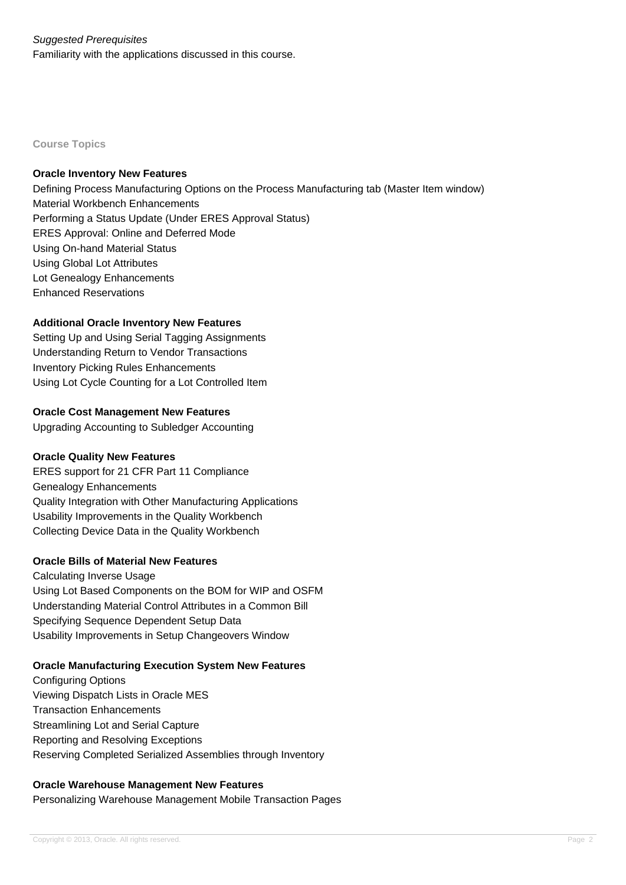*Suggested Prerequisites*

Familiarity with the applications discussed in this course.

## Course Topics

### Oracle Inventory New Features

Defining Process Manufacturing Options on the Process Manufacturing tab (Master Item window)
Material Workbench Enhancements
Performing a Status Update (Under ERES Approval Status)
ERES Approval: Online and Deferred Mode
Using On-hand Material Status
Using Global Lot Attributes
Lot Genealogy Enhancements
Enhanced Reservations

### Additional Oracle Inventory New Features

Setting Up and Using Serial Tagging Assignments
Understanding Return to Vendor Transactions
Inventory Picking Rules Enhancements
Using Lot Cycle Counting for a Lot Controlled Item

### Oracle Cost Management New Features

Upgrading Accounting to Subledger Accounting

### Oracle Quality New Features

ERES support for 21 CFR Part 11 Compliance
Genealogy Enhancements
Quality Integration with Other Manufacturing Applications
Usability Improvements in the Quality Workbench
Collecting Device Data in the Quality Workbench

### Oracle Bills of Material New Features

Calculating Inverse Usage
Using Lot Based Components on the BOM for WIP and OSFM
Understanding Material Control Attributes in a Common Bill
Specifying Sequence Dependent Setup Data
Usability Improvements in Setup Changeovers Window

### Oracle Manufacturing Execution System New Features

Configuring Options
Viewing Dispatch Lists in Oracle MES
Transaction Enhancements
Streamlining Lot and Serial Capture
Reporting and Resolving Exceptions
Reserving Completed Serialized Assemblies through Inventory

### Oracle Warehouse Management New Features

Personalizing Warehouse Management Mobile Transaction Pages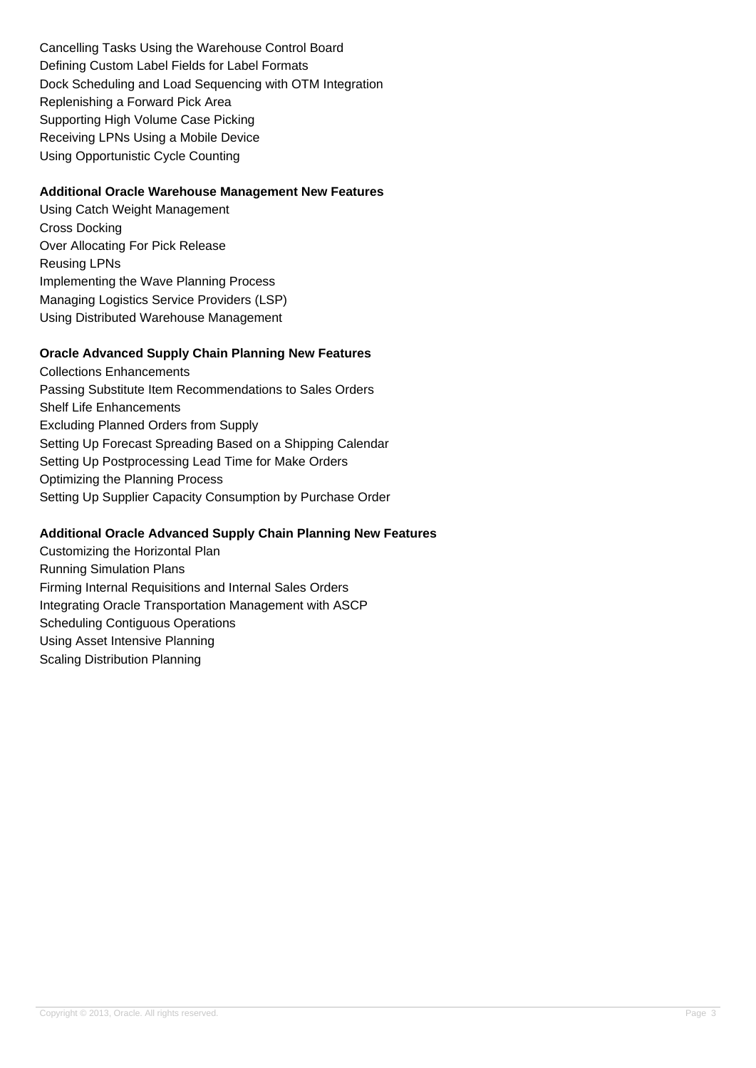Cancelling Tasks Using the Warehouse Control Board
Defining Custom Label Fields for Label Formats
Dock Scheduling and Load Sequencing with OTM Integration
Replenishing a Forward Pick Area
Supporting High Volume Case Picking
Receiving LPNs Using a Mobile Device
Using Opportunistic Cycle Counting

**Additional Oracle Warehouse Management New Features**

Using Catch Weight Management
Cross Docking
Over Allocating For Pick Release
Reusing LPNs
Implementing the Wave Planning Process
Managing Logistics Service Providers (LSP)
Using Distributed Warehouse Management

**Oracle Advanced Supply Chain Planning New Features**

Collections Enhancements
Passing Substitute Item Recommendations to Sales Orders
Shelf Life Enhancements
Excluding Planned Orders from Supply
Setting Up Forecast Spreading Based on a Shipping Calendar
Setting Up Postprocessing Lead Time for Make Orders
Optimizing the Planning Process
Setting Up Supplier Capacity Consumption by Purchase Order

**Additional Oracle Advanced Supply Chain Planning New Features**

Customizing the Horizontal Plan
Running Simulation Plans
Firming Internal Requisitions and Internal Sales Orders
Integrating Oracle Transportation Management with ASCP
Scheduling Contiguous Operations
Using Asset Intensive Planning
Scaling Distribution Planning